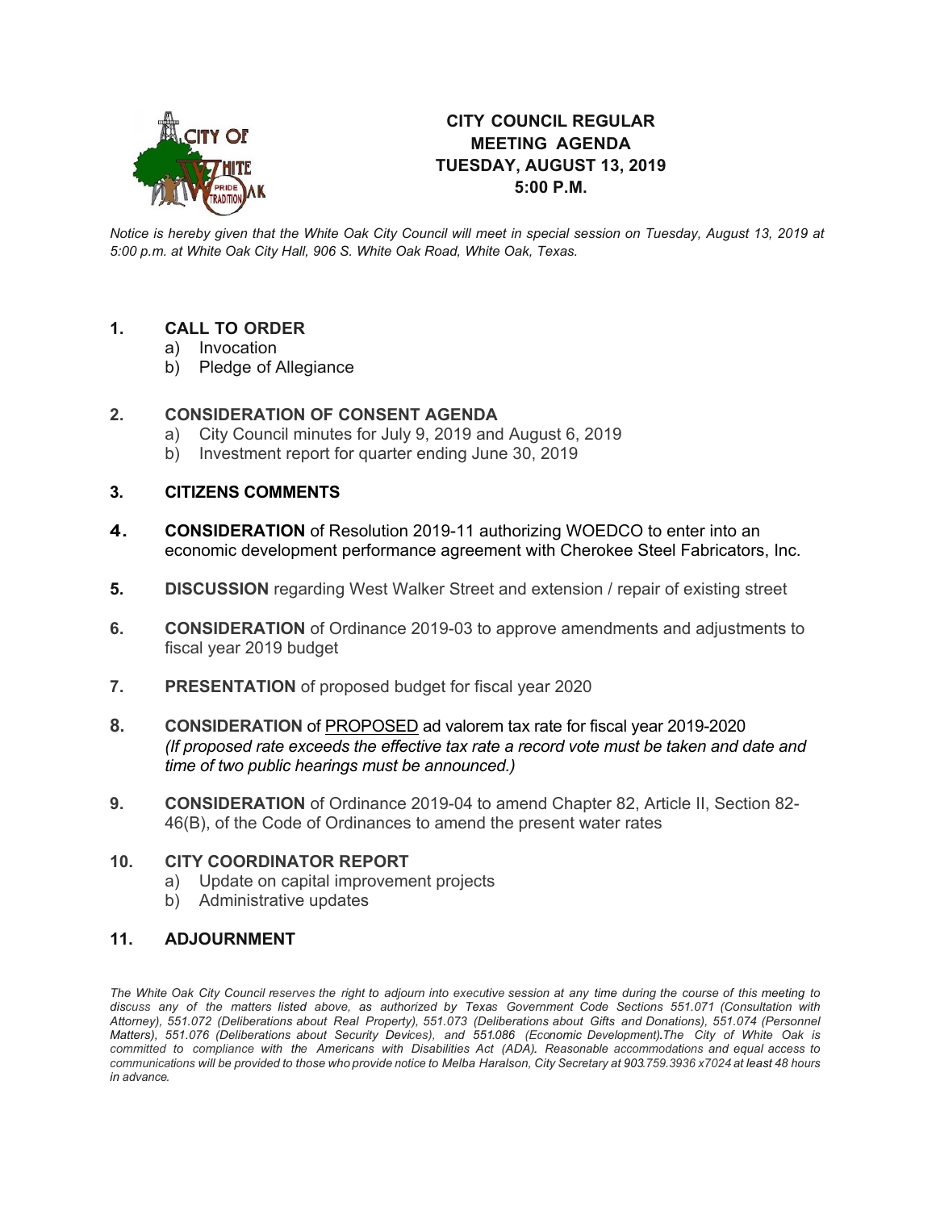# CITY COUNCIL REGULAR MEETING AGENDA
## TUESDAY, AUGUST 13, 2019
## 5:00 P.M.

*Notice is hereby given that the White Oak City Council will meet in special session on Tuesday, August 13, 2019 at 5:00 p.m. at White Oak City Hall, 906 S. White Oak Road, White Oak, Texas.*

**1. CALL TO ORDER**
- a) Invocation
- b) Pledge of Allegiance

**2. CONSIDERATION OF CONSENT AGENDA**
- a) City Council minutes for July 9, 2019 and August 6, 2019
- b) Investment report for quarter ending June 30, 2019

**3. CITIZENS COMMENTS**

**4. CONSIDERATION** of Resolution 2019-11 authorizing WOEDCO to enter into an economic development performance agreement with Cherokee Steel Fabricators, Inc.

**5. DISCUSSION** regarding West Walker Street and extension / repair of existing street

**6. CONSIDERATION** of Ordinance 2019-03 to approve amendments and adjustments to fiscal year 2019 budget

**7. PRESENTATION** of proposed budget for fiscal year 2020

**8. CONSIDERATION** of <u>PROPOSED</u> ad valorem tax rate for fiscal year 2019-2020
*(If proposed rate exceeds the effective tax rate a record vote must be taken and date and time of two public hearings must be announced.)*

**9. CONSIDERATION** of Ordinance 2019-04 to amend Chapter 82, Article II, Section 82-46(B), of the Code of Ordinances to amend the present water rates

**10. CITY COORDINATOR REPORT**
- a) Update on capital improvement projects
- b) Administrative updates

**11. ADJOURNMENT**

*The White Oak City Council reserves the right to adjourn into executive session at any time during the course of this meeting to discuss any of the matters listed above, as authorized by Texas Government Code Sections 551.071 (Consultation with Attorney), 551.072 (Deliberations about Real Property), 551.073 (Deliberations about Gifts and Donations), 551.074 (Personnel Matters), 551.076 (Deliberations about Security Devices), and 551.086 (Economic Development). The City of White Oak is committed to compliance with the Americans with Disabilities Act (ADA). Reasonable accommodations and equal access to communications will be provided to those who provide notice to Melba Haralson, City Secretary at 903.759.3936 x7024 at least 48 hours in advance.*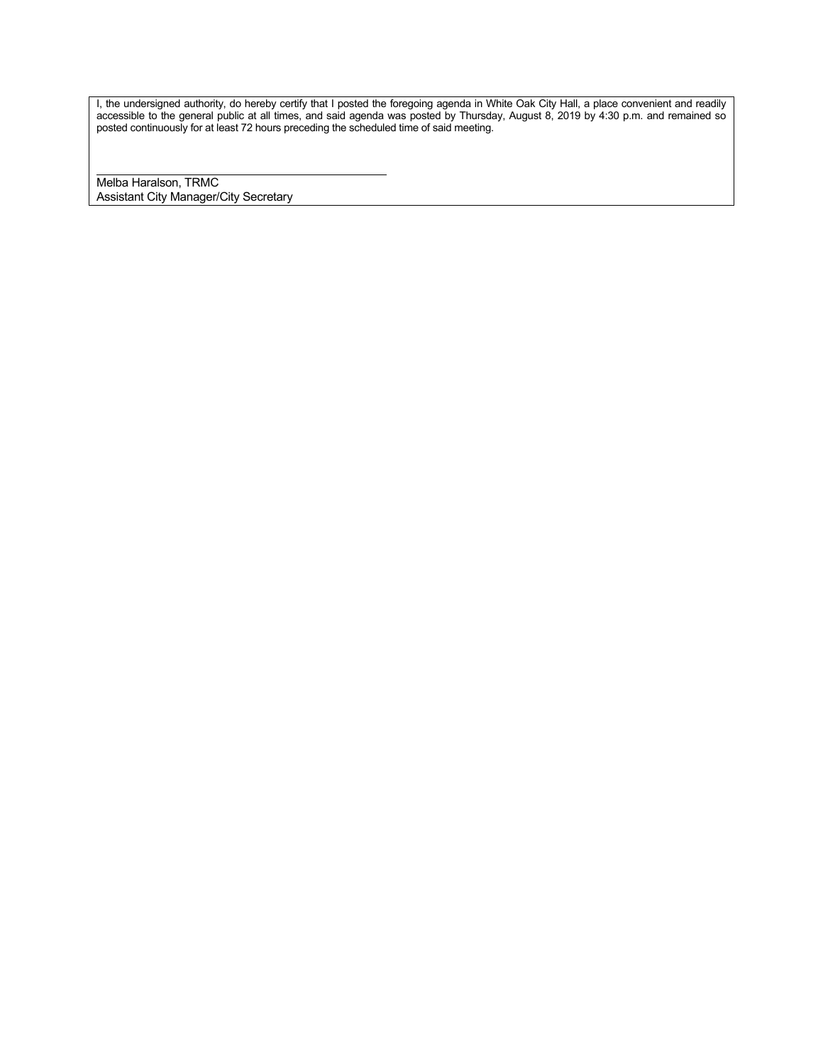I, the undersigned authority, do hereby certify that I posted the foregoing agenda in White Oak City Hall, a place convenient and readily accessible to the general public at all times, and said agenda was posted by Thursday, August 8, 2019 by 4:30 p.m. and remained so posted continuously for at least 72 hours preceding the scheduled time of said meeting.

\_\_\_\_\_\_\_\_\_\_\_\_\_\_\_\_\_\_\_\_\_\_\_\_\_\_\_\_\_\_\_\_\_\_\_\_\_\_\_\_

Melba Haralson, TRMC
Assistant City Manager/City Secretary